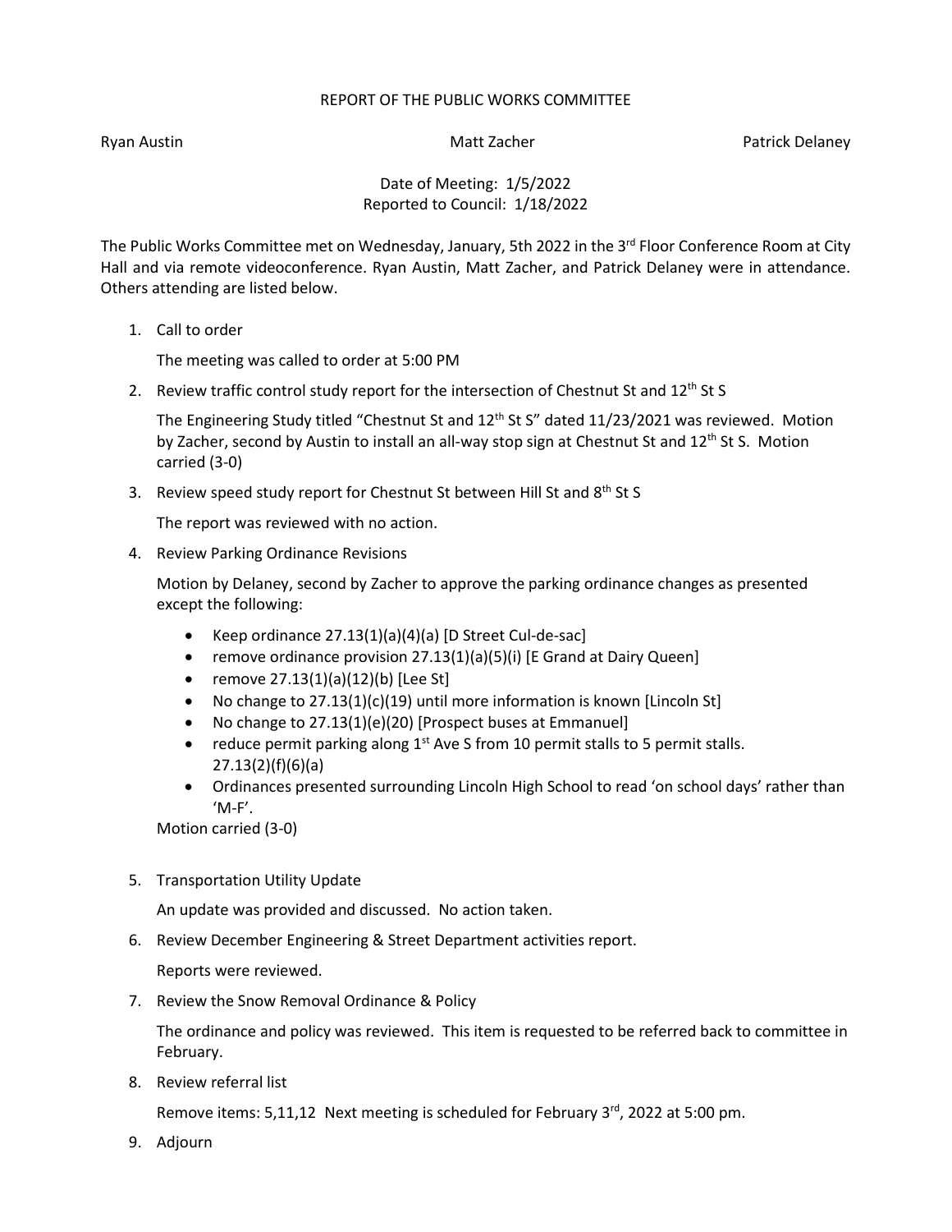# REPORT OF THE PUBLIC WORKS COMMITTEE

Ryan Austin Matt Zacher Patrick Delaney

Date of Meeting: 1/5/2022
Reported to Council: 1/18/2022

The Public Works Committee met on Wednesday, January, 5th 2022 in the 3rd Floor Conference Room at City Hall and via remote videoconference. Ryan Austin, Matt Zacher, and Patrick Delaney were in attendance. Others attending are listed below.

1. Call to order

   The meeting was called to order at 5:00 PM

2. Review traffic control study report for the intersection of Chestnut St and 12th St S

   The Engineering Study titled "Chestnut St and 12th St S" dated 11/23/2021 was reviewed. Motion by Zacher, second by Austin to install an all-way stop sign at Chestnut St and 12th St S. Motion carried (3-0)

3. Review speed study report for Chestnut St between Hill St and 8th St S

   The report was reviewed with no action.

4. Review Parking Ordinance Revisions

   Motion by Delaney, second by Zacher to approve the parking ordinance changes as presented except the following:

   - Keep ordinance 27.13(1)(a)(4)(a) [D Street Cul-de-sac]
   - remove ordinance provision 27.13(1)(a)(5)(i) [E Grand at Dairy Queen]
   - remove 27.13(1)(a)(12)(b) [Lee St]
   - No change to 27.13(1)(c)(19) until more information is known [Lincoln St]
   - No change to 27.13(1)(e)(20) [Prospect buses at Emmanuel]
   - reduce permit parking along 1st Ave S from 10 permit stalls to 5 permit stalls. 27.13(2)(f)(6)(a)
   - Ordinances presented surrounding Lincoln High School to read 'on school days' rather than 'M-F'.

   Motion carried (3-0)

5. Transportation Utility Update

   An update was provided and discussed. No action taken.

6. Review December Engineering & Street Department activities report.

   Reports were reviewed.

7. Review the Snow Removal Ordinance & Policy

   The ordinance and policy was reviewed. This item is requested to be referred back to committee in February.

8. Review referral list

   Remove items: 5,11,12 Next meeting is scheduled for February 3rd, 2022 at 5:00 pm.

9. Adjourn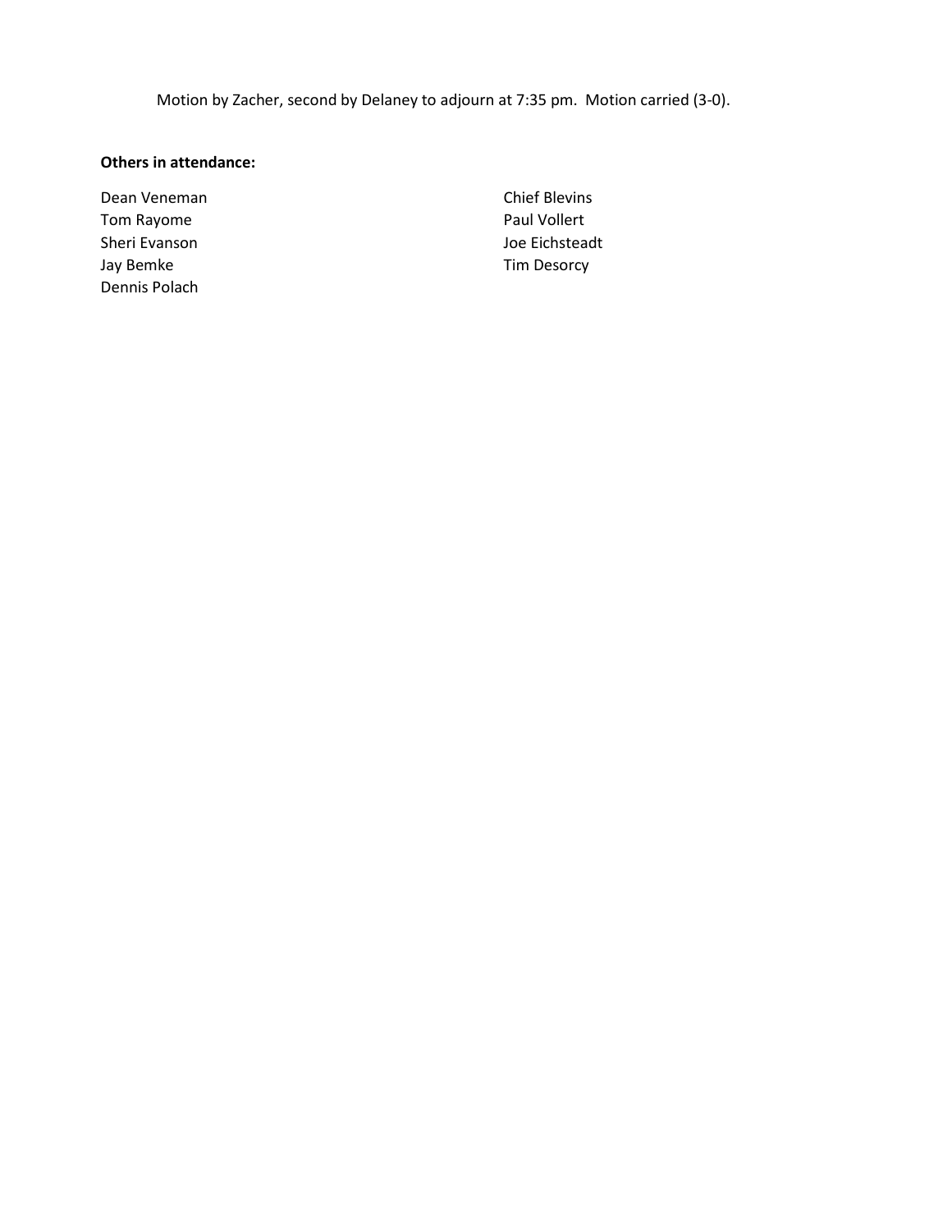Motion by Zacher, second by Delaney to adjourn at 7:35 pm. Motion carried (3-0).

**Others in attendance:**

Dean Veneman
Tom Rayome
Sheri Evanson
Jay Bemke
Dennis Polach
Chief Blevins
Paul Vollert
Joe Eichsteadt
Tim Desorcy